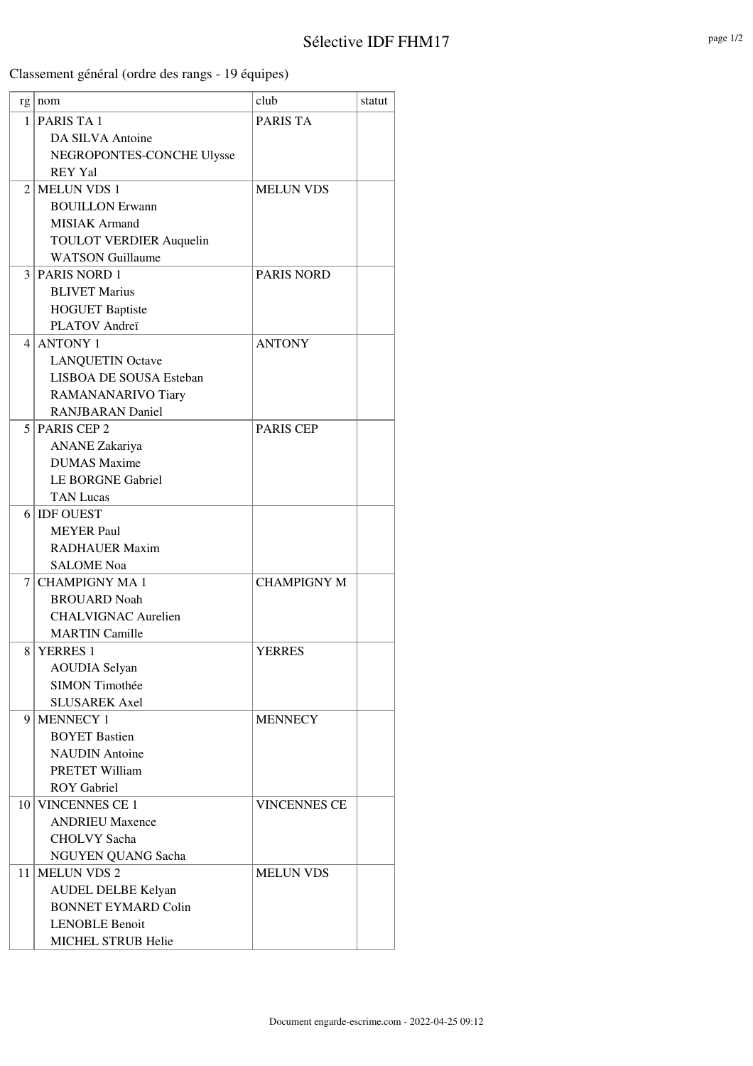# Sélective IDF FHM17

Classement général (ordre des rangs - 19 équipes)

| rg | nom | club | statut |
|---|---|---|---|
| 1 | PARIS TA 1<br>DA SILVA Antoine<br>NEGROPONTES-CONCHE Ulysse<br>REY Yal | PARIS TA | |
| 2 | MELUN VDS 1<br>BOUILLON Erwann<br>MISIAK Armand<br>TOULOT VERDIER Auquelin<br>WATSON Guillaume | MELUN VDS | |
| 3 | PARIS NORD 1<br>BLIVET Marius<br>HOGUET Baptiste<br>PLATOV Andreï | PARIS NORD | |
| 4 | ANTONY 1<br>LANQUETIN Octave<br>LISBOA DE SOUSA Esteban<br>RAMANANARIVO Tiary<br>RANJBARAN Daniel | ANTONY | |
| 5 | PARIS CEP 2<br>ANANE Zakariya<br>DUMAS Maxime<br>LE BORGNE Gabriel<br>TAN Lucas | PARIS CEP | |
| 6 | IDF OUEST<br>MEYER Paul<br>RADHAUER Maxim<br>SALOME Noa | | |
| 7 | CHAMPIGNY MA 1<br>BROUARD Noah<br>CHALVIGNAC Aurelien<br>MARTIN Camille | CHAMPIGNY M | |
| 8 | YERRES 1<br>AOUDIA Selyan<br>SIMON Timothée<br>SLUSAREK Axel | YERRES | |
| 9 | MENNECY 1<br>BOYET Bastien<br>NAUDIN Antoine<br>PRETET William<br>ROY Gabriel | MENNECY | |
| 10 | VINCENNES CE 1<br>ANDRIEU Maxence<br>CHOLVY Sacha<br>NGUYEN QUANG Sacha | VINCENNES CE | |
| 11 | MELUN VDS 2<br>AUDEL DELBE Kelyan<br>BONNET EYMARD Colin<br>LENOBLE Benoit<br>MICHEL STRUB Helie | MELUN VDS | |

Document engarde-escrime.com - 2022-04-25 09:12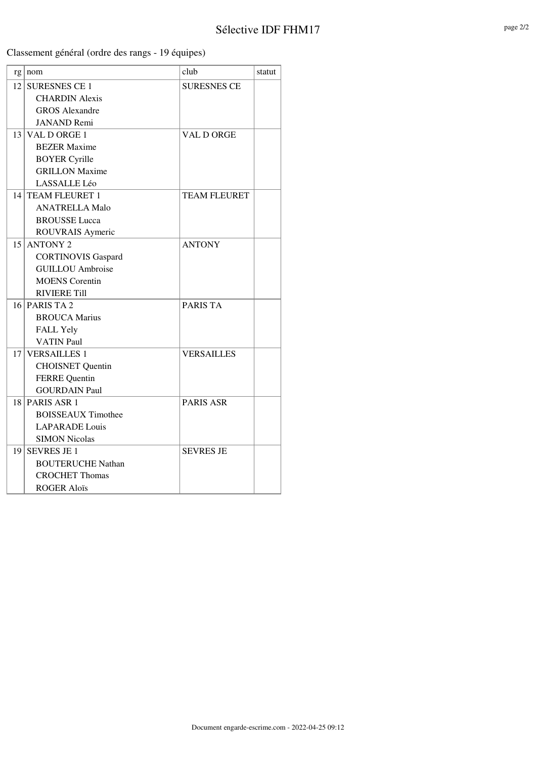# Sélective IDF FHM17

Classement général (ordre des rangs - 19 équipes)

| rg | nom | club | statut |
|---|---|---|---|
| 12 | SURESNES CE 1 | SURESNES CE | |
| | CHARDIN Alexis | | |
| | GROS Alexandre | | |
| | JANAND Remi | | |
| 13 | VAL D ORGE 1 | VAL D ORGE | |
| | BEZER Maxime | | |
| | BOYER Cyrille | | |
| | GRILLON Maxime | | |
| | LASSALLE Léo | | |
| 14 | TEAM FLEURET 1 | TEAM FLEURET | |
| | ANATRELLA Malo | | |
| | BROUSSE Lucca | | |
| | ROUVRAIS Aymeric | | |
| 15 | ANTONY 2 | ANTONY | |
| | CORTINOVIS Gaspard | | |
| | GUILLOU Ambroise | | |
| | MOENS Corentin | | |
| | RIVIERE Till | | |
| 16 | PARIS TA 2 | PARIS TA | |
| | BROUCA Marius | | |
| | FALL Yely | | |
| | VATIN Paul | | |
| 17 | VERSAILLES 1 | VERSAILLES | |
| | CHOISNET Quentin | | |
| | FERRE Quentin | | |
| | GOURDAIN Paul | | |
| 18 | PARIS ASR 1 | PARIS ASR | |
| | BOISSEAUX Timothee | | |
| | LAPARADE Louis | | |
| | SIMON Nicolas | | |
| 19 | SEVRES JE 1 | SEVRES JE | |
| | BOUTERUCHE Nathan | | |
| | CROCHET Thomas | | |
| | ROGER Aloïs | | |

Document engarde-escrime.com - 2022-04-25 09:12